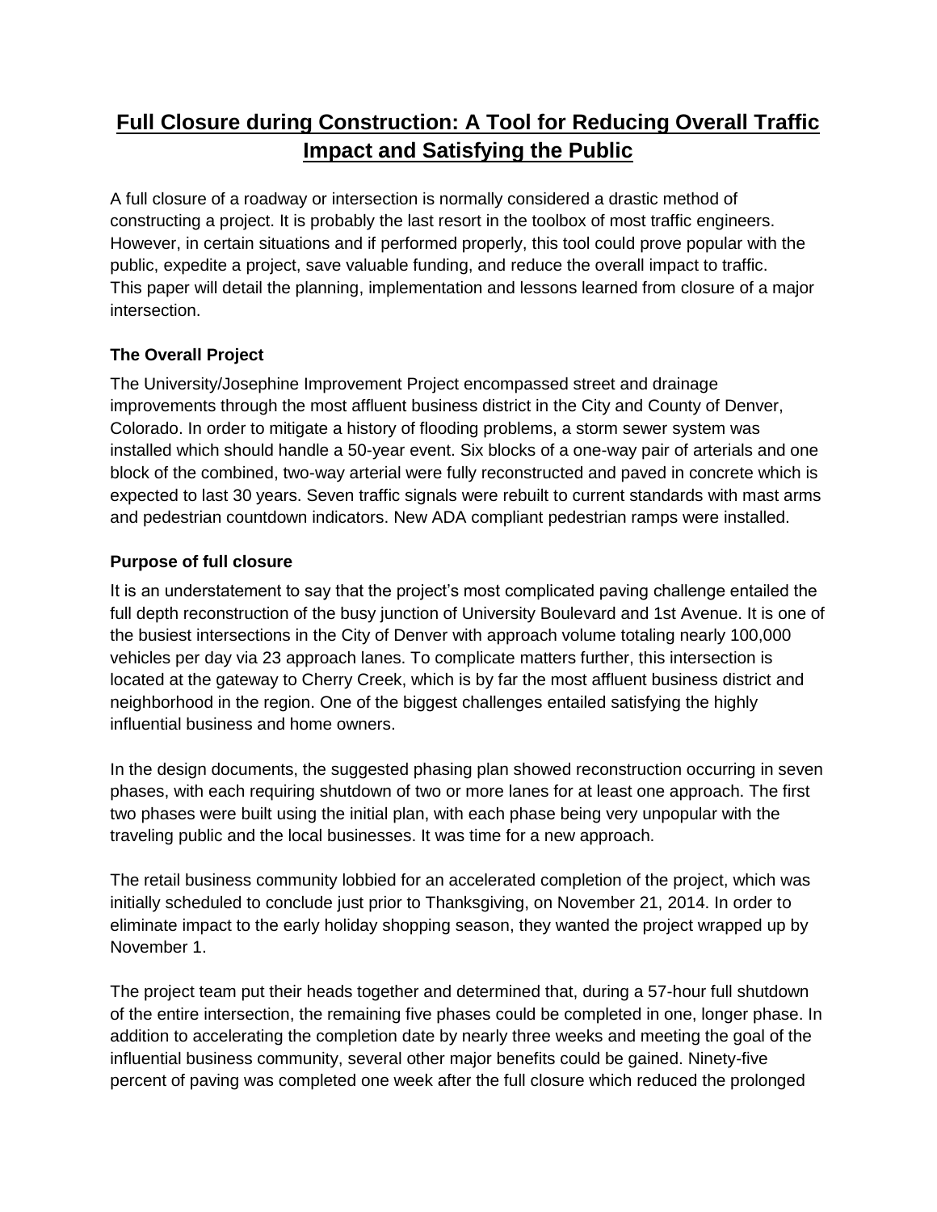# Full Closure during Construction: A Tool for Reducing Overall Traffic Impact and Satisfying the Public

A full closure of a roadway or intersection is normally considered a drastic method of constructing a project. It is probably the last resort in the toolbox of most traffic engineers. However, in certain situations and if performed properly, this tool could prove popular with the public, expedite a project, save valuable funding, and reduce the overall impact to traffic. This paper will detail the planning, implementation and lessons learned from closure of a major intersection.

### The Overall Project

The University/Josephine Improvement Project encompassed street and drainage improvements through the most affluent business district in the City and County of Denver, Colorado. In order to mitigate a history of flooding problems, a storm sewer system was installed which should handle a 50-year event. Six blocks of a one-way pair of arterials and one block of the combined, two-way arterial were fully reconstructed and paved in concrete which is expected to last 30 years. Seven traffic signals were rebuilt to current standards with mast arms and pedestrian countdown indicators. New ADA compliant pedestrian ramps were installed.

### Purpose of full closure

It is an understatement to say that the project's most complicated paving challenge entailed the full depth reconstruction of the busy junction of University Boulevard and 1st Avenue. It is one of the busiest intersections in the City of Denver with approach volume totaling nearly 100,000 vehicles per day via 23 approach lanes. To complicate matters further, this intersection is located at the gateway to Cherry Creek, which is by far the most affluent business district and neighborhood in the region. One of the biggest challenges entailed satisfying the highly influential business and home owners.

In the design documents, the suggested phasing plan showed reconstruction occurring in seven phases, with each requiring shutdown of two or more lanes for at least one approach. The first two phases were built using the initial plan, with each phase being very unpopular with the traveling public and the local businesses. It was time for a new approach.

The retail business community lobbied for an accelerated completion of the project, which was initially scheduled to conclude just prior to Thanksgiving, on November 21, 2014. In order to eliminate impact to the early holiday shopping season, they wanted the project wrapped up by November 1.

The project team put their heads together and determined that, during a 57-hour full shutdown of the entire intersection, the remaining five phases could be completed in one, longer phase. In addition to accelerating the completion date by nearly three weeks and meeting the goal of the influential business community, several other major benefits could be gained. Ninety-five percent of paving was completed one week after the full closure which reduced the prolonged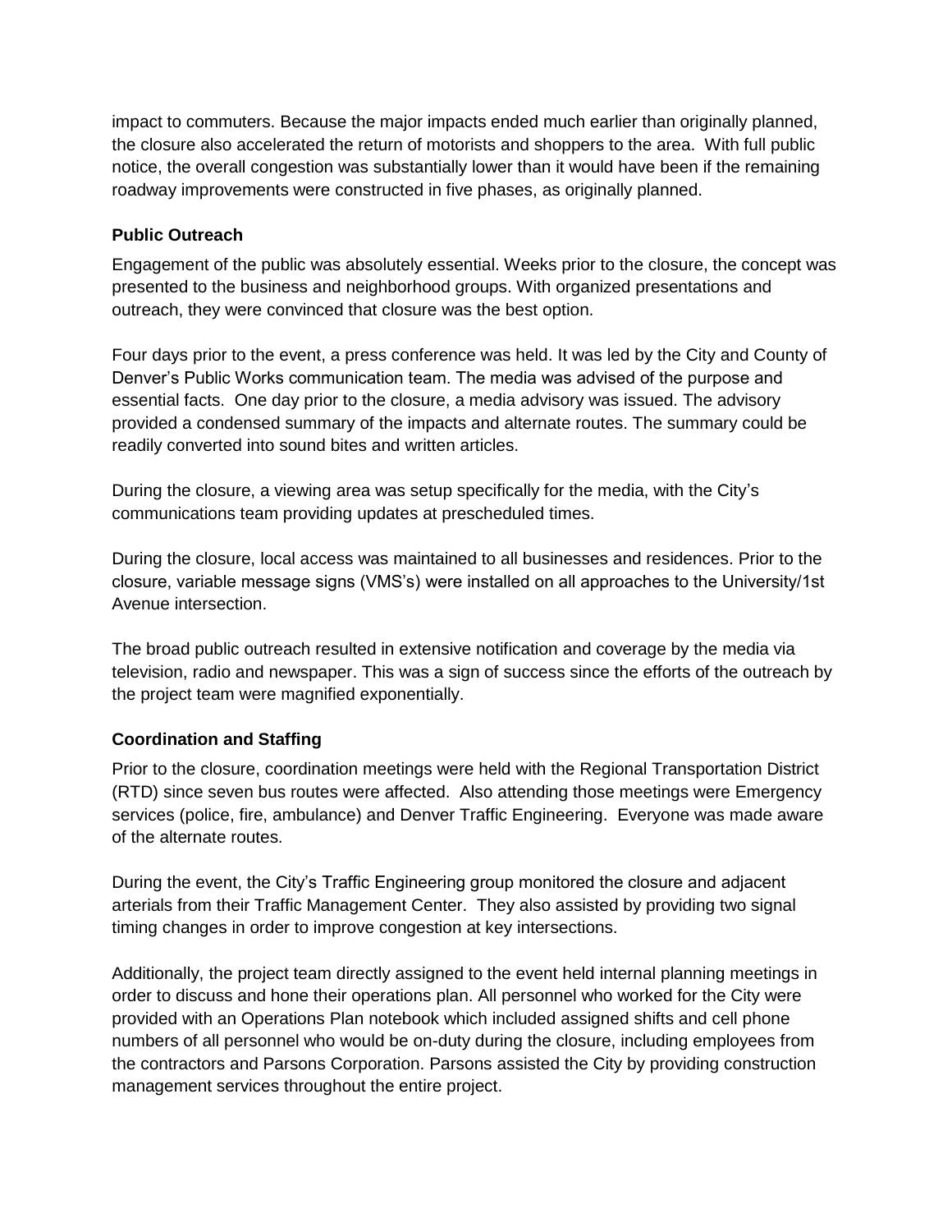impact to commuters. Because the major impacts ended much earlier than originally planned, the closure also accelerated the return of motorists and shoppers to the area. With full public notice, the overall congestion was substantially lower than it would have been if the remaining roadway improvements were constructed in five phases, as originally planned.

**Public Outreach**

Engagement of the public was absolutely essential. Weeks prior to the closure, the concept was presented to the business and neighborhood groups. With organized presentations and outreach, they were convinced that closure was the best option.

Four days prior to the event, a press conference was held. It was led by the City and County of Denver's Public Works communication team. The media was advised of the purpose and essential facts. One day prior to the closure, a media advisory was issued. The advisory provided a condensed summary of the impacts and alternate routes. The summary could be readily converted into sound bites and written articles.

During the closure, a viewing area was setup specifically for the media, with the City's communications team providing updates at prescheduled times.

During the closure, local access was maintained to all businesses and residences. Prior to the closure, variable message signs (VMS's) were installed on all approaches to the University/1st Avenue intersection.

The broad public outreach resulted in extensive notification and coverage by the media via television, radio and newspaper. This was a sign of success since the efforts of the outreach by the project team were magnified exponentially.

**Coordination and Staffing**

Prior to the closure, coordination meetings were held with the Regional Transportation District (RTD) since seven bus routes were affected. Also attending those meetings were Emergency services (police, fire, ambulance) and Denver Traffic Engineering. Everyone was made aware of the alternate routes.

During the event, the City's Traffic Engineering group monitored the closure and adjacent arterials from their Traffic Management Center. They also assisted by providing two signal timing changes in order to improve congestion at key intersections.

Additionally, the project team directly assigned to the event held internal planning meetings in order to discuss and hone their operations plan. All personnel who worked for the City were provided with an Operations Plan notebook which included assigned shifts and cell phone numbers of all personnel who would be on-duty during the closure, including employees from the contractors and Parsons Corporation. Parsons assisted the City by providing construction management services throughout the entire project.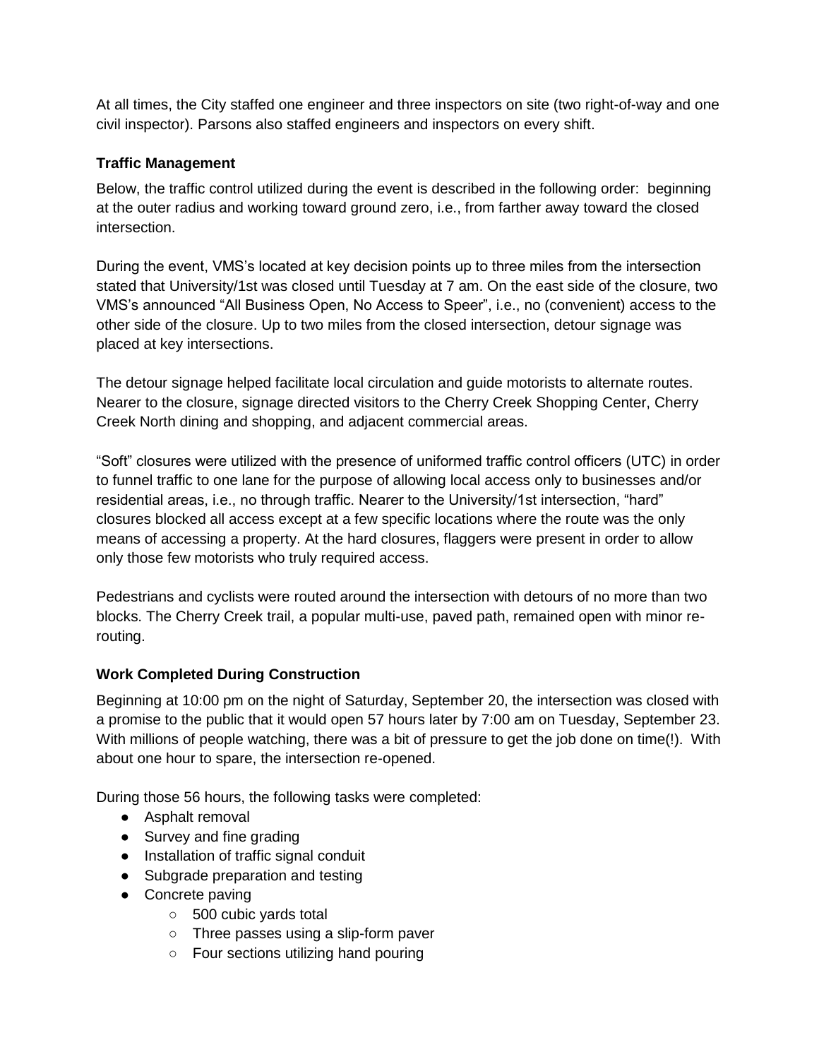At all times, the City staffed one engineer and three inspectors on site (two right-of-way and one civil inspector). Parsons also staffed engineers and inspectors on every shift.

### Traffic Management

Below, the traffic control utilized during the event is described in the following order: beginning at the outer radius and working toward ground zero, i.e., from farther away toward the closed intersection.

During the event, VMS's located at key decision points up to three miles from the intersection stated that University/1st was closed until Tuesday at 7 am. On the east side of the closure, two VMS's announced "All Business Open, No Access to Speer", i.e., no (convenient) access to the other side of the closure. Up to two miles from the closed intersection, detour signage was placed at key intersections.

The detour signage helped facilitate local circulation and guide motorists to alternate routes. Nearer to the closure, signage directed visitors to the Cherry Creek Shopping Center, Cherry Creek North dining and shopping, and adjacent commercial areas.

"Soft" closures were utilized with the presence of uniformed traffic control officers (UTC) in order to funnel traffic to one lane for the purpose of allowing local access only to businesses and/or residential areas, i.e., no through traffic. Nearer to the University/1st intersection, "hard" closures blocked all access except at a few specific locations where the route was the only means of accessing a property. At the hard closures, flaggers were present in order to allow only those few motorists who truly required access.

Pedestrians and cyclists were routed around the intersection with detours of no more than two blocks. The Cherry Creek trail, a popular multi-use, paved path, remained open with minor re-routing.

### Work Completed During Construction

Beginning at 10:00 pm on the night of Saturday, September 20, the intersection was closed with a promise to the public that it would open 57 hours later by 7:00 am on Tuesday, September 23. With millions of people watching, there was a bit of pressure to get the job done on time(!). With about one hour to spare, the intersection re-opened.

During those 56 hours, the following tasks were completed:

- Asphalt removal
- Survey and fine grading
- Installation of traffic signal conduit
- Subgrade preparation and testing
- Concrete paving
  - 500 cubic yards total
  - Three passes using a slip-form paver
  - Four sections utilizing hand pouring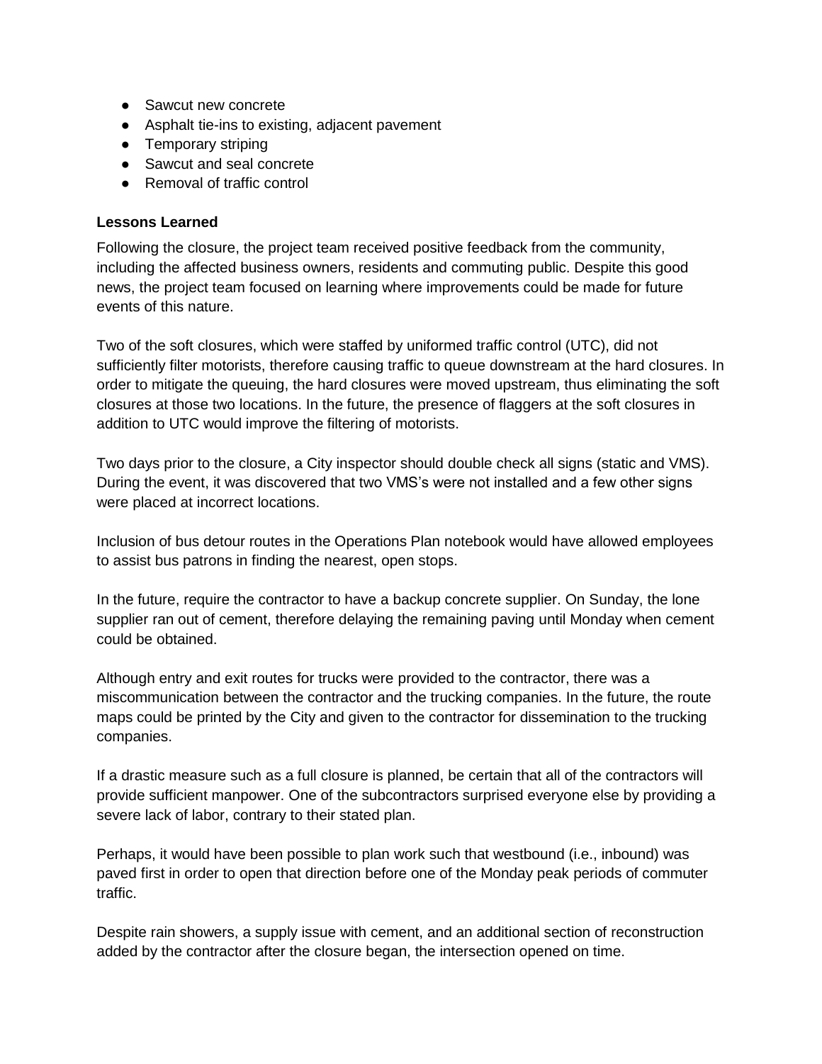- Sawcut new concrete
- Asphalt tie-ins to existing, adjacent pavement
- Temporary striping
- Sawcut and seal concrete
- Removal of traffic control

**Lessons Learned**

Following the closure, the project team received positive feedback from the community, including the affected business owners, residents and commuting public. Despite this good news, the project team focused on learning where improvements could be made for future events of this nature.

Two of the soft closures, which were staffed by uniformed traffic control (UTC), did not sufficiently filter motorists, therefore causing traffic to queue downstream at the hard closures. In order to mitigate the queuing, the hard closures were moved upstream, thus eliminating the soft closures at those two locations. In the future, the presence of flaggers at the soft closures in addition to UTC would improve the filtering of motorists.

Two days prior to the closure, a City inspector should double check all signs (static and VMS). During the event, it was discovered that two VMS's were not installed and a few other signs were placed at incorrect locations.

Inclusion of bus detour routes in the Operations Plan notebook would have allowed employees to assist bus patrons in finding the nearest, open stops.

In the future, require the contractor to have a backup concrete supplier. On Sunday, the lone supplier ran out of cement, therefore delaying the remaining paving until Monday when cement could be obtained.

Although entry and exit routes for trucks were provided to the contractor, there was a miscommunication between the contractor and the trucking companies. In the future, the route maps could be printed by the City and given to the contractor for dissemination to the trucking companies.

If a drastic measure such as a full closure is planned, be certain that all of the contractors will provide sufficient manpower. One of the subcontractors surprised everyone else by providing a severe lack of labor, contrary to their stated plan.

Perhaps, it would have been possible to plan work such that westbound (i.e., inbound) was paved first in order to open that direction before one of the Monday peak periods of commuter traffic.

Despite rain showers, a supply issue with cement, and an additional section of reconstruction added by the contractor after the closure began, the intersection opened on time.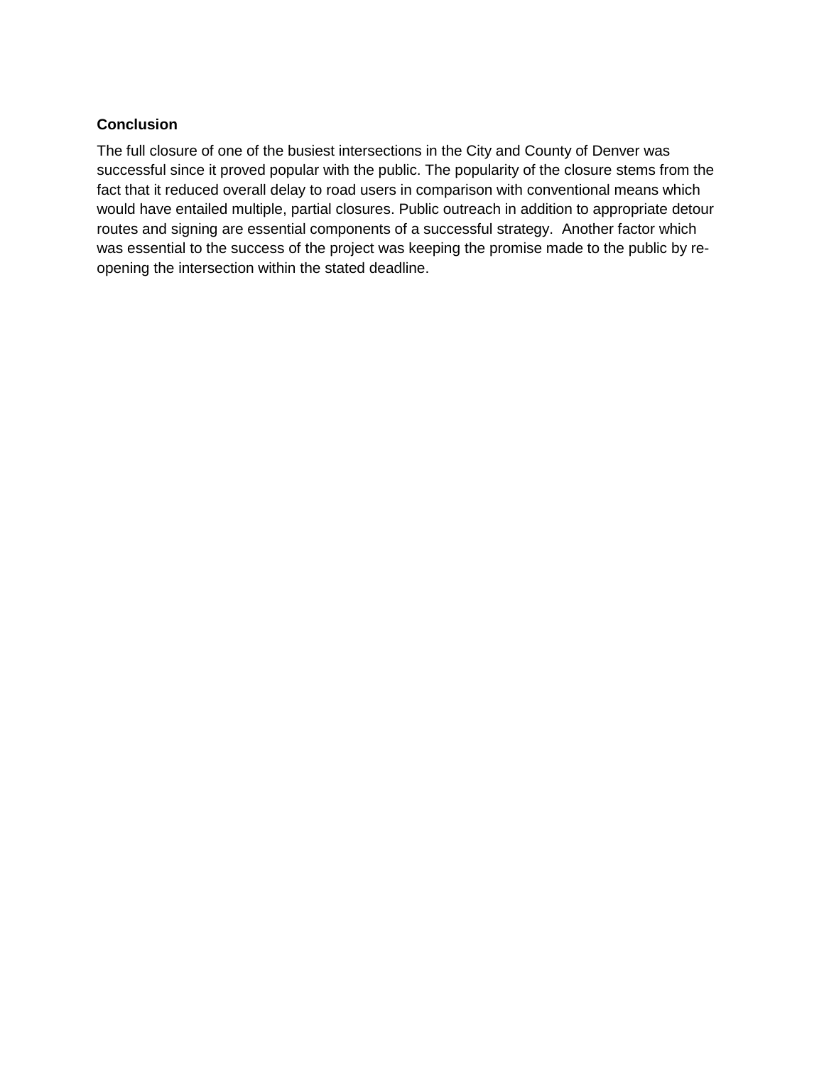**Conclusion**

The full closure of one of the busiest intersections in the City and County of Denver was successful since it proved popular with the public. The popularity of the closure stems from the fact that it reduced overall delay to road users in comparison with conventional means which would have entailed multiple, partial closures. Public outreach in addition to appropriate detour routes and signing are essential components of a successful strategy. Another factor which was essential to the success of the project was keeping the promise made to the public by re-opening the intersection within the stated deadline.